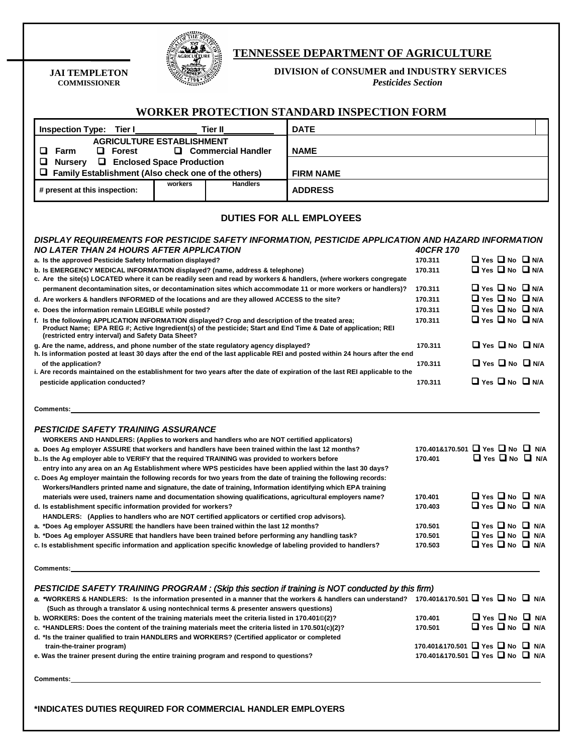**JAI TEMPLETON**
**COMMISSIONER**

# TENNESSEE DEPARTMENT OF AGRICULTURE

**DIVISION of CONSUMER and INDUSTRY SERVICES**
*Pesticides Section*

## WORKER PROTECTION STANDARD INSPECTION FORM

| Inspection Type: Tier I______ Tier II______ | | | DATE |
|---|---|---|---|
| AGRICULTURE ESTABLISHMENT ❑ Farm ❑ Forest ❑ Commercial Handler | | | NAME |
| ❑ Nursery ❑ Enclosed Space Production ❑ Family Establishment (Also check one of the others) | | | FIRM NAME |
| # present at this inspection: | workers | Handlers | ADDRESS |

### DUTIES FOR ALL EMPLOYEES

***DISPLAY REQUIREMENTS FOR PESTICIDE SAFETY INFORMATION, PESTICIDE APPLICATION AND HAZARD INFORMATION NO LATER THAN 24 HOURS AFTER APPLICATION*** — ***40CFR 170***

| Item | 40CFR 170 | Response |
|---|---|---|
| a. Is the approved Pesticide Safety Information displayed? | 170.311 | ❑ Yes ❑ No ❑ N/A |
| b. Is EMERGENCY MEDICAL INFORMATION displayed? (name, address & telephone) | 170.311 | ❑ Yes ❑ No ❑ N/A |
| c. Are the site(s) LOCATED where it can be readily seen and read by workers & handlers, (where workers congregate permanent decontamination sites, or decontamination sites which accommodate 11 or more workers or handlers)? | 170.311 | ❑ Yes ❑ No ❑ N/A |
| d. Are workers & handlers INFORMED of the locations and are they allowed ACCESS to the site? | 170.311 | ❑ Yes ❑ No ❑ N/A |
| e. Does the information remain LEGIBLE while posted? | 170.311 | ❑ Yes ❑ No ❑ N/A |
| f. Is the following APPLICATION INFORMATION displayed? Crop and description of the treated area; Product Name; EPA REG #; Active Ingredient(s) of the pesticide; Start and End Time & Date of application; REI (restricted entry interval) and Safety Data Sheet? | 170.311 | ❑ Yes ❑ No ❑ N/A |
| g. Are the name, address, and phone number of the state regulatory agency displayed? | 170.311 | ❑ Yes ❑ No ❑ N/A |
| h. Is information posted at least 30 days after the end of the last applicable REI and posted within 24 hours after the end of the application? | 170.311 | ❑ Yes ❑ No ❑ N/A |
| i. Are records maintained on the establishment for two years after the date of expiration of the last REI applicable to the pesticide application conducted? | 170.311 | ❑ Yes ❑ No ❑ N/A |

**Comments:**______________________________

***PESTICIDE SAFETY TRAINING ASSURANCE***

**WORKERS AND HANDLERS: (Applies to workers and handlers who are NOT certified applicators)**

| Item | 40CFR 170 | Response |
|---|---|---|
| a. Does Ag employer ASSURE that workers and handlers have been trained within the last 12 months? | 170.401&170.501 | ❑ Yes ❑ No ❑ N/A |
| b.. Is the Ag employer able to VERIFY that the required TRAINING was provided to workers before entry into any area on an Ag Establishment where WPS pesticides have been applied within the last 30 days? | 170.401 | ❑ Yes ❑ No ❑ N/A |
| c. Does Ag employer maintain the following records for two years from the date of training the following records: Workers/Handlers printed name and signature, the date of training, Information identifying which EPA training materials were used, trainers name and documentation showing qualifications, agricultural employers name? | 170.401 | ❑ Yes ❑ No ❑ N/A |
| d. Is establishment specific information provided for workers? | 170.403 | ❑ Yes ❑ No ❑ N/A |

**HANDLERS: (Applies to handlers who are NOT certified applicators or certified crop advisors).**

| Item | 40CFR 170 | Response |
|---|---|---|
| a. *Does Ag employer ASSURE the handlers have been trained within the last 12 months? | 170.501 | ❑ Yes ❑ No ❑ N/A |
| b. *Does Ag employer ASSURE that handlers have been trained before performing any handling task? | 170.501 | ❑ Yes ❑ No ❑ N/A |
| c. Is establishment specific information and application specific knowledge of labeling provided to handlers? | 170.503 | ❑ Yes ❑ No ❑ N/A |

**Comments:**______________________________

***PESTICIDE SAFETY TRAINING PROGRAM : (Skip this section if training is NOT conducted by this firm)***

| Item | 40CFR 170 | Response |
|---|---|---|
| *a.* *WORKERS & HANDLERS: Is the information presented in a manner that the workers & handlers can understand? (Such as through a translator & using nontechnical terms & presenter answers questions) | 170.401&170.501 | ❑ Yes ❑ No ❑ N/A |
| b. WORKERS: Does the content of the training materials meet the criteria listed in 170.401©(2)? | 170.401 | ❑ Yes ❑ No ❑ N/A |
| c. *HANDLERS: Does the content of the training materials meet the criteria listed in 170.501(c)(2)? | 170.501 | ❑ Yes ❑ No ❑ N/A |
| d. *Is the trainer qualified to train HANDLERS and WORKERS? (Certified applicator or completed train-the-trainer program) | 170.401&170.501 | ❑ Yes ❑ No ❑ N/A |
| e. Was the trainer present during the entire training program and respond to questions? | 170.401&170.501 | ❑ Yes ❑ No ❑ N/A |

**Comments:**______________________________

**\*INDICATES DUTIES REQUIRED FOR COMMERCIAL HANDLER EMPLOYERS**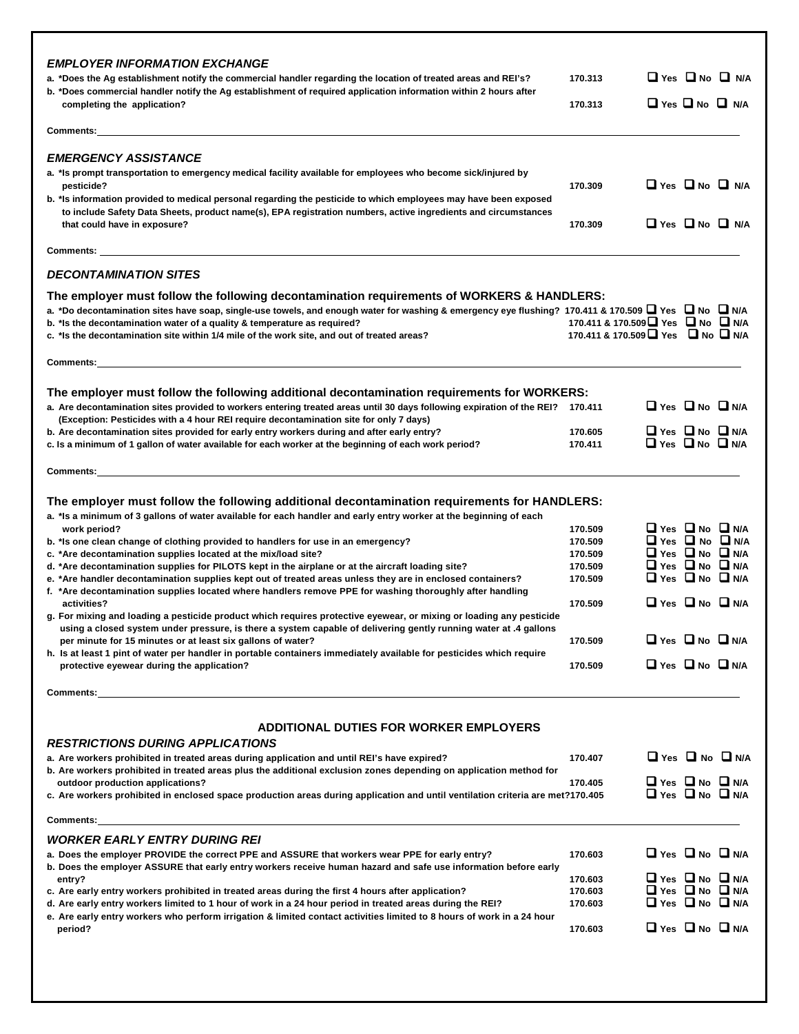### *EMPLOYER INFORMATION EXCHANGE*

| | | |
|---|---|---|
| a. *Does the Ag establishment notify the commercial handler regarding the location of treated areas and REI's? | 170.313 | ❑ Yes ❑ No ❑ N/A |
| b. *Does commercial handler notify the Ag establishment of required application information within 2 hours after completing the application? | 170.313 | ❑ Yes ❑ No ❑ N/A |

Comments:

### *EMERGENCY ASSISTANCE*

| | | |
|---|---|---|
| a. *Is prompt transportation to emergency medical facility available for employees who become sick/injured by pesticide? | 170.309 | ❑ Yes ❑ No ❑ N/A |
| b. *Is information provided to medical personal regarding the pesticide to which employees may have been exposed to include Safety Data Sheets, product name(s), EPA registration numbers, active ingredients and circumstances that could have in exposure? | 170.309 | ❑ Yes ❑ No ❑ N/A |

Comments:

### *DECONTAMINATION SITES*

**The employer must follow the following decontamination requirements of WORKERS & HANDLERS:**

| | | |
|---|---|---|
| a. *Do decontamination sites have soap, single-use towels, and enough water for washing & emergency eye flushing? | 170.411 & 170.509 | ❑ Yes ❑ No ❑ N/A |
| b. *Is the decontamination water of a quality & temperature as required? | 170.411 & 170.509 | ❑ Yes ❑ No ❑ N/A |
| c. *Is the decontamination site within 1/4 mile of the work site, and out of treated areas? | 170.411 & 170.509 | ❑ Yes ❑ No ❑ N/A |

Comments:

**The employer must follow the following additional decontamination requirements for WORKERS:**

| | | |
|---|---|---|
| a. Are decontamination sites provided to workers entering treated areas until 30 days following expiration of the REI? (Exception: Pesticides with a 4 hour REI require decontamination site for only 7 days) | 170.411 | ❑ Yes ❑ No ❑ N/A |
| b. Are decontamination sites provided for early entry workers during and after early entry? | 170.605 | ❑ Yes ❑ No ❑ N/A |
| c. Is a minimum of 1 gallon of water available for each worker at the beginning of each work period? | 170.411 | ❑ Yes ❑ No ❑ N/A |

Comments:

**The employer must follow the following additional decontamination requirements for HANDLERS:**

| | | |
|---|---|---|
| a. *Is a minimum of 3 gallons of water available for each handler and early entry worker at the beginning of each work period? | 170.509 | ❑ Yes ❑ No ❑ N/A |
| b. *Is one clean change of clothing provided to handlers for use in an emergency? | 170.509 | ❑ Yes ❑ No ❑ N/A |
| c. *Are decontamination supplies located at the mix/load site? | 170.509 | ❑ Yes ❑ No ❑ N/A |
| d. *Are decontamination supplies for PILOTS kept in the airplane or at the aircraft loading site? | 170.509 | ❑ Yes ❑ No ❑ N/A |
| e. *Are handler decontamination supplies kept out of treated areas unless they are in enclosed containers? | 170.509 | ❑ Yes ❑ No ❑ N/A |
| f. *Are decontamination supplies located where handlers remove PPE for washing thoroughly after handling activities? | 170.509 | ❑ Yes ❑ No ❑ N/A |
| g. For mixing and loading a pesticide product which requires protective eyewear, or mixing or loading any pesticide using a closed system under pressure, is there a system capable of delivering gently running water at .4 gallons per minute for 15 minutes or at least six gallons of water? | 170.509 | ❑ Yes ❑ No ❑ N/A |
| h. Is at least 1 pint of water per handler in portable containers immediately available for pesticides which require protective eyewear during the application? | 170.509 | ❑ Yes ❑ No ❑ N/A |

Comments:

## ADDITIONAL DUTIES FOR WORKER EMPLOYERS

### *RESTRICTIONS DURING APPLICATIONS*

| | | |
|---|---|---|
| a. Are workers prohibited in treated areas during application and until REI's have expired? | 170.407 | ❑ Yes ❑ No ❑ N/A |
| b. Are workers prohibited in treated areas plus the additional exclusion zones depending on application method for outdoor production applications? | 170.405 | ❑ Yes ❑ No ❑ N/A |
| c. Are workers prohibited in enclosed space production areas during application and until ventilation criteria are met? | 170.405 | ❑ Yes ❑ No ❑ N/A |

Comments:

### *WORKER EARLY ENTRY DURING REI*

| | | |
|---|---|---|
| a. Does the employer PROVIDE the correct PPE and ASSURE that workers wear PPE for early entry? | 170.603 | ❑ Yes ❑ No ❑ N/A |
| b. Does the employer ASSURE that early entry workers receive human hazard and safe use information before early entry? | 170.603 | ❑ Yes ❑ No ❑ N/A |
| c. Are early entry workers prohibited in treated areas during the first 4 hours after application? | 170.603 | ❑ Yes ❑ No ❑ N/A |
| d. Are early entry workers limited to 1 hour of work in a 24 hour period in treated areas during the REI? | 170.603 | ❑ Yes ❑ No ❑ N/A |
| e. Are early entry workers who perform irrigation & limited contact activities limited to 8 hours of work in a 24 hour period? | 170.603 | ❑ Yes ❑ No ❑ N/A |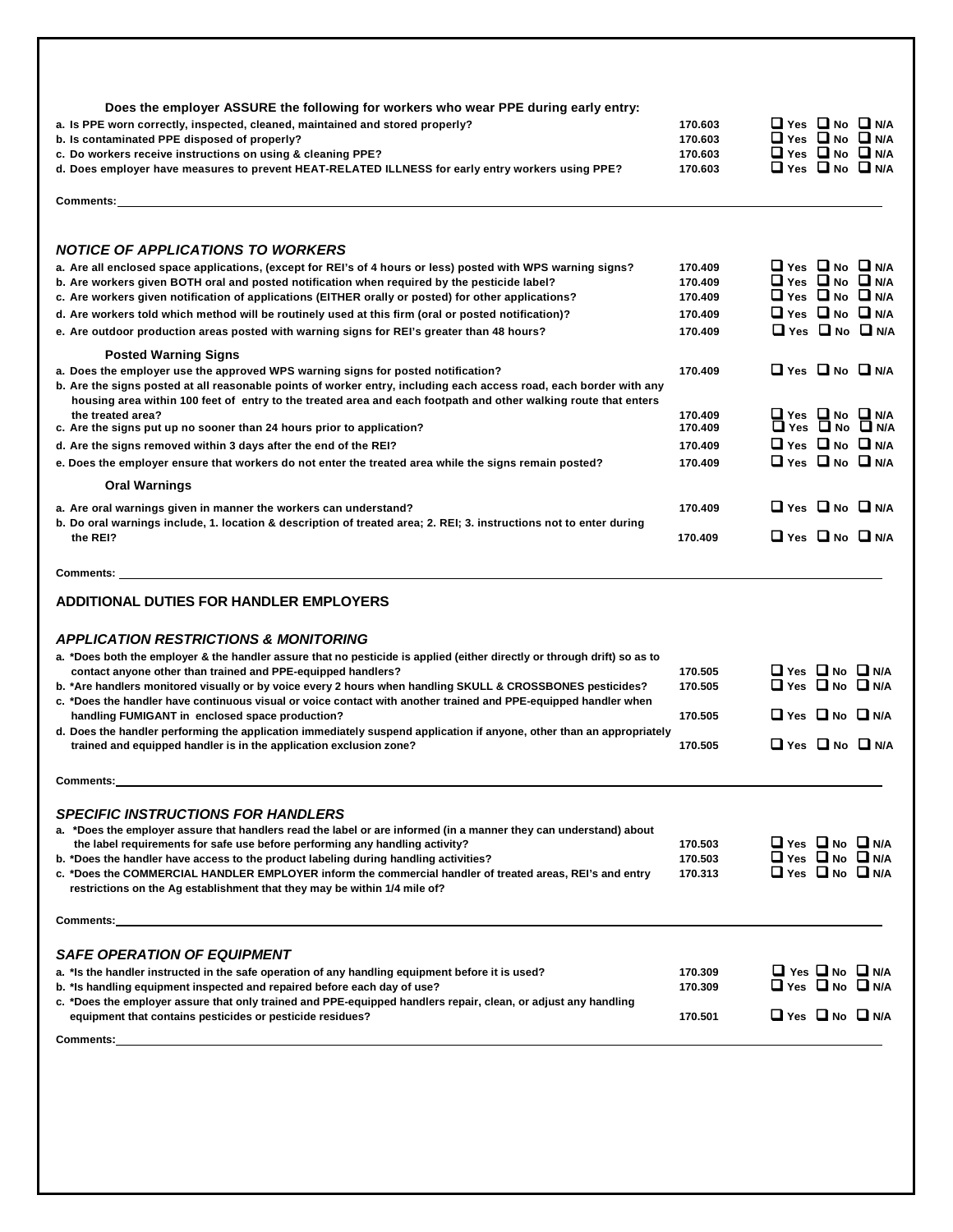**Does the employer ASSURE the following for workers who wear PPE during early entry:**

| Question | Reference | Response |
|---|---|---|
| a. Is PPE worn correctly, inspected, cleaned, maintained and stored properly? | 170.603 | ❑ Yes ❑ No ❑ N/A |
| b. Is contaminated PPE disposed of properly? | 170.603 | ❑ Yes ❑ No ❑ N/A |
| c. Do workers receive instructions on using & cleaning PPE? | 170.603 | ❑ Yes ❑ No ❑ N/A |
| d. Does employer have measures to prevent HEAT-RELATED ILLNESS for early entry workers using PPE? | 170.603 | ❑ Yes ❑ No ❑ N/A |

**Comments:**

### *NOTICE OF APPLICATIONS TO WORKERS*

| Question | Reference | Response |
|---|---|---|
| a. Are all enclosed space applications, (except for REI's of 4 hours or less) posted with WPS warning signs? | 170.409 | ❑ Yes ❑ No ❑ N/A |
| b. Are workers given BOTH oral and posted notification when required by the pesticide label? | 170.409 | ❑ Yes ❑ No ❑ N/A |
| c. Are workers given notification of applications (EITHER orally or posted) for other applications? | 170.409 | ❑ Yes ❑ No ❑ N/A |
| d. Are workers told which method will be routinely used at this firm (oral or posted notification)? | 170.409 | ❑ Yes ❑ No ❑ N/A |
| e. Are outdoor production areas posted with warning signs for REI's greater than 48 hours? | 170.409 | ❑ Yes ❑ No ❑ N/A |

**Posted Warning Signs**

| Question | Reference | Response |
|---|---|---|
| a. Does the employer use the approved WPS warning signs for posted notification? | 170.409 | ❑ Yes ❑ No ❑ N/A |
| b. Are the signs posted at all reasonable points of worker entry, including each access road, each border with any housing area within 100 feet of entry to the treated area and each footpath and other walking route that enters the treated area? | 170.409 | ❑ Yes ❑ No ❑ N/A |
| c. Are the signs put up no sooner than 24 hours prior to application? | 170.409 | ❑ Yes ❑ No ❑ N/A |
| d. Are the signs removed within 3 days after the end of the REI? | 170.409 | ❑ Yes ❑ No ❑ N/A |
| e. Does the employer ensure that workers do not enter the treated area while the signs remain posted? | 170.409 | ❑ Yes ❑ No ❑ N/A |

**Oral Warnings**

| Question | Reference | Response |
|---|---|---|
| a. Are oral warnings given in manner the workers can understand? | 170.409 | ❑ Yes ❑ No ❑ N/A |
| b. Do oral warnings include, 1. location & description of treated area; 2. REI; 3. instructions not to enter during the REI? | 170.409 | ❑ Yes ❑ No ❑ N/A |

**Comments:**

## ADDITIONAL DUTIES FOR HANDLER EMPLOYERS

### *APPLICATION RESTRICTIONS & MONITORING*

| Question | Reference | Response |
|---|---|---|
| a. *Does both the employer & the handler assure that no pesticide is applied (either directly or through drift) so as to contact anyone other than trained and PPE-equipped handlers? | 170.505 | ❑ Yes ❑ No ❑ N/A |
| b. *Are handlers monitored visually or by voice every 2 hours when handling SKULL & CROSSBONES pesticides? | 170.505 | ❑ Yes ❑ No ❑ N/A |
| c. *Does the handler have continuous visual or voice contact with another trained and PPE-equipped handler when handling FUMIGANT in enclosed space production? | 170.505 | ❑ Yes ❑ No ❑ N/A |
| d. Does the handler performing the application immediately suspend application if anyone, other than an appropriately trained and equipped handler is in the application exclusion zone? | 170.505 | ❑ Yes ❑ No ❑ N/A |

**Comments:**

### *SPECIFIC INSTRUCTIONS FOR HANDLERS*

| Question | Reference | Response |
|---|---|---|
| a. *Does the employer assure that handlers read the label or are informed (in a manner they can understand) about the label requirements for safe use before performing any handling activity? | 170.503 | ❑ Yes ❑ No ❑ N/A |
| b. *Does the handler have access to the product labeling during handling activities? | 170.503 | ❑ Yes ❑ No ❑ N/A |
| c. *Does the COMMERCIAL HANDLER EMPLOYER inform the commercial handler of treated areas, REI's and entry restrictions on the Ag establishment that they may be within 1/4 mile of? | 170.313 | ❑ Yes ❑ No ❑ N/A |

**Comments:**

### *SAFE OPERATION OF EQUIPMENT*

| Question | Reference | Response |
|---|---|---|
| a. *Is the handler instructed in the safe operation of any handling equipment before it is used? | 170.309 | ❑ Yes ❑ No ❑ N/A |
| b. *Is handling equipment inspected and repaired before each day of use? | 170.309 | ❑ Yes ❑ No ❑ N/A |
| c. *Does the employer assure that only trained and PPE-equipped handlers repair, clean, or adjust any handling equipment that contains pesticides or pesticide residues? | 170.501 | ❑ Yes ❑ No ❑ N/A |

**Comments:**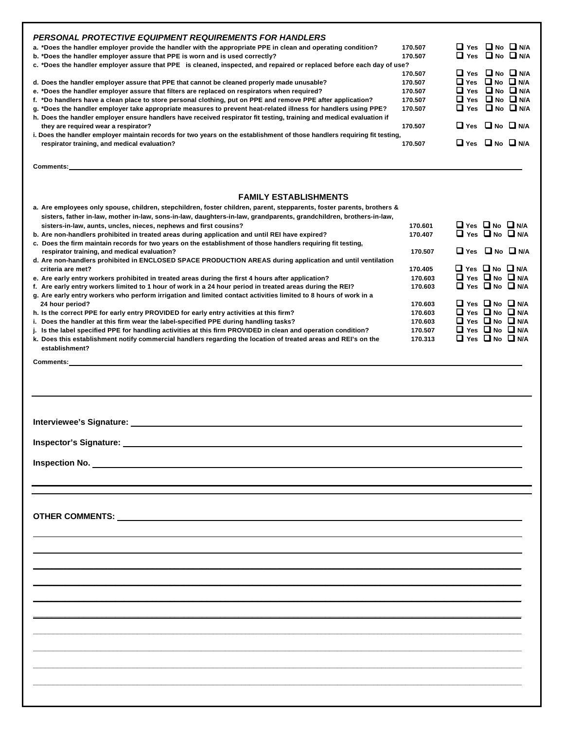### *PERSONAL PROTECTIVE EQUIPMENT REQUIREMENTS FOR HANDLERS*

| | | |
|---|---|---|
| a. *Does the handler employer provide the handler with the appropriate PPE in clean and operating condition? | 170.507 | ❑ Yes ❑ No ❑ N/A |
| b. *Does the handler employer assure that PPE is worn and is used correctly? | 170.507 | ❑ Yes ❑ No ❑ N/A |
| c. *Does the handler employer assure that PPE is cleaned, inspected, and repaired or replaced before each day of use? | 170.507 | ❑ Yes ❑ No ❑ N/A |
| d. Does the handler employer assure that PPE that cannot be cleaned properly made unusable? | 170.507 | ❑ Yes ❑ No ❑ N/A |
| e. *Does the handler employer assure that filters are replaced on respirators when required? | 170.507 | ❑ Yes ❑ No ❑ N/A |
| f. *Do handlers have a clean place to store personal clothing, put on PPE and remove PPE after application? | 170.507 | ❑ Yes ❑ No ❑ N/A |
| g. *Does the handler employer take appropriate measures to prevent heat-related illness for handlers using PPE? | 170.507 | ❑ Yes ❑ No ❑ N/A |
| h. Does the handler employer ensure handlers have received respirator fit testing, training and medical evaluation if they are required wear a respirator? | 170.507 | ❑ Yes ❑ No ❑ N/A |
| i. Does the handler employer maintain records for two years on the establishment of those handlers requiring fit testing, respirator training, and medical evaluation? | 170.507 | ❑ Yes ❑ No ❑ N/A |

**Comments:** ______________________________

### FAMILY ESTABLISHMENTS

| | | |
|---|---|---|
| a. Are employees only spouse, children, stepchildren, foster children, parent, stepparents, foster parents, brothers & sisters, father in-law, mother in-law, sons-in-law, daughters-in-law, grandparents, grandchildren, brothers-in-law, sisters-in-law, aunts, uncles, nieces, nephews and first cousins? | 170.601 | ❑ Yes ❑ No ❑ N/A |
| b. Are non-handlers prohibited in treated areas during application and until REI have expired? | 170.407 | ❑ Yes ❑ No ❑ N/A |
| c. Does the firm maintain records for two years on the establishment of those handlers requiring fit testing, respirator training, and medical evaluation? | 170.507 | ❑ Yes ❑ No ❑ N/A |
| d. Are non-handlers prohibited in ENCLOSED SPACE PRODUCTION AREAS during application and until ventilation criteria are met? | 170.405 | ❑ Yes ❑ No ❑ N/A |
| e. Are early entry workers prohibited in treated areas during the first 4 hours after application? | 170.603 | ❑ Yes ❑ No ❑ N/A |
| f. Are early entry workers limited to 1 hour of work in a 24 hour period in treated areas during the REI? | 170.603 | ❑ Yes ❑ No ❑ N/A |
| g. Are early entry workers who perform irrigation and limited contact activities limited to 8 hours of work in a 24 hour period? | 170.603 | ❑ Yes ❑ No ❑ N/A |
| h. Is the correct PPE for early entry PROVIDED for early entry activities at this firm? | 170.603 | ❑ Yes ❑ No ❑ N/A |
| i. Does the handler at this firm wear the label-specified PPE during handling tasks? | 170.603 | ❑ Yes ❑ No ❑ N/A |
| j. Is the label specified PPE for handling activities at this firm PROVIDED in clean and operation condition? | 170.507 | ❑ Yes ❑ No ❑ N/A |
| k. Does this establishment notify commercial handlers regarding the location of treated areas and REI's on the establishment? | 170.313 | ❑ Yes ❑ No ❑ N/A |

**Comments:** ______________________________

**Interviewee's Signature:** ______________________________

**Inspector's Signature:** ______________________________

**Inspection No.** ______________________________

**OTHER COMMENTS:** ______________________________